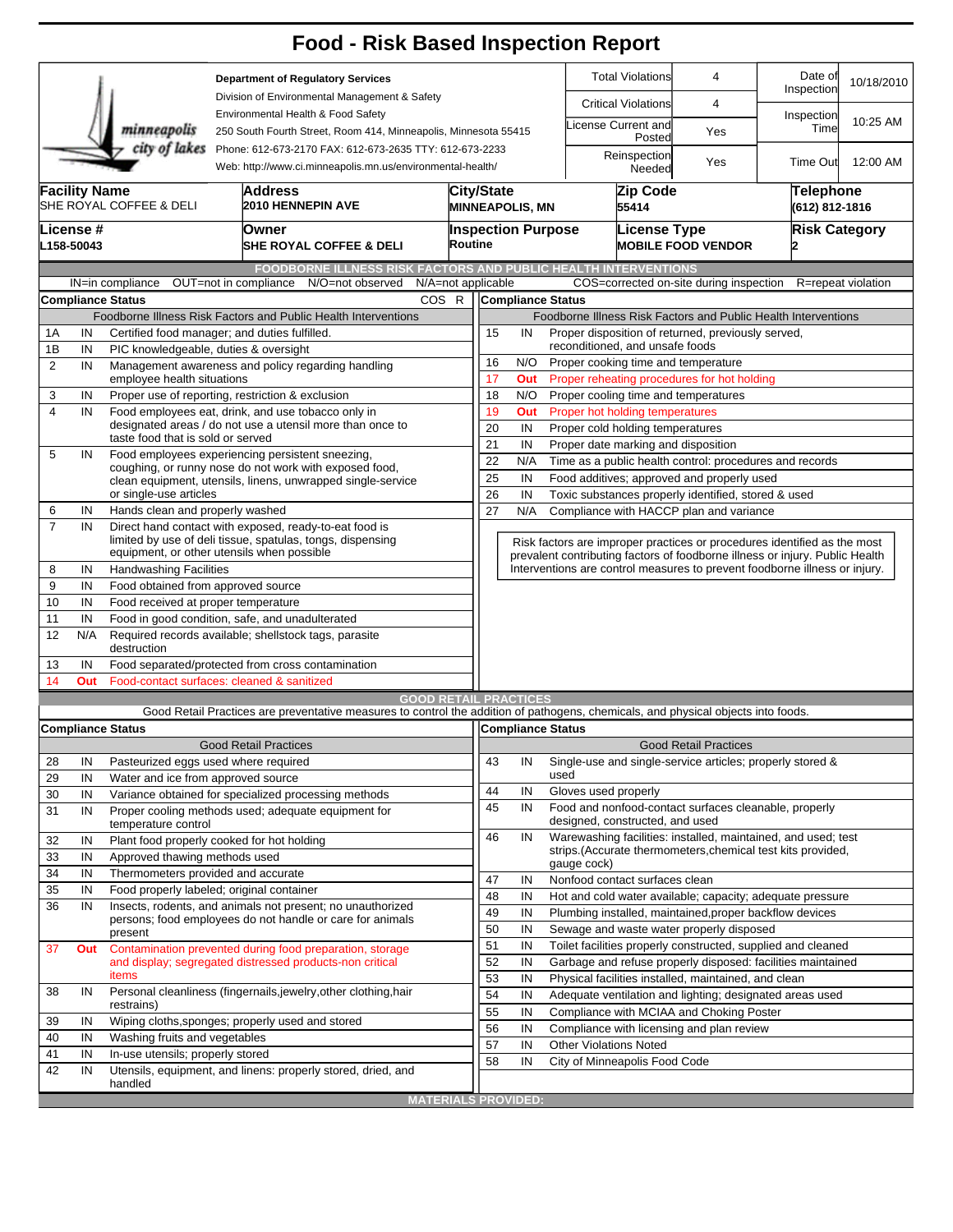# Food - Risk Based Inspection Report

**Department of Regulatory Services**
Division of Environmental Management & Safety
Environmental Health & Food Safety
250 South Fourth Street, Room 414, Minneapolis, Minnesota 55415
Phone: 612-673-2170 FAX: 612-673-2635 TTY: 612-673-2233
Web: http://www.ci.minneapolis.mn.us/environmental-health/

minneapolis city of lakes

| | | | |
|---|---|---|---|
| Total Violations | 4 | Date of Inspection | 10/18/2010 |
| Critical Violations | 4 | Inspection Time | 10:25 AM |
| License Current and Posted | Yes | | |
| Reinspection Needed | Yes | Time Out | 12:00 AM |

| Facility Name | Address | City/State | Zip Code | Telephone |
|---|---|---|---|---|
| SHE ROYAL COFFEE & DELI | 2010 HENNEPIN AVE | MINNEAPOLIS, MN | 55414 | (612) 812-1816 |

| License # | Owner | Inspection Purpose | License Type | Risk Category |
|---|---|---|---|---|
| L158-50043 | SHE ROYAL COFFEE & DELI | Routine | MOBILE FOOD VENDOR | 2 |

## FOODBORNE ILLNESS RISK FACTORS AND PUBLIC HEALTH INTERVENTIONS

IN=in compliance OUT=not in compliance N/O=not observed N/A=not applicable COS=corrected on-site during inspection R=repeat violation

**Compliance Status** — Foodborne Illness Risk Factors and Public Health Interventions

| # | Status | Item | COS | R |
|---|---|---|---|---|
| 1A | IN | Certified food manager; and duties fulfilled. | | |
| 1B | IN | PIC knowledgeable, duties & oversight | | |
| 2 | IN | Management awareness and policy regarding handling employee health situations | | |
| 3 | IN | Proper use of reporting, restriction & exclusion | | |
| 4 | IN | Food employees eat, drink, and use tobacco only in designated areas / do not use a utensil more than once to taste food that is sold or served | | |
| 5 | IN | Food employees experiencing persistent sneezing, coughing, or runny nose do not work with exposed food, clean equipment, utensils, linens, unwrapped single-service or single-use articles | | |
| 6 | IN | Hands clean and properly washed | | |
| 7 | IN | Direct hand contact with exposed, ready-to-eat food is limited by use of deli tissue, spatulas, tongs, dispensing equipment, or other utensils when possible | | |
| 8 | IN | Handwashing Facilities | | |
| 9 | IN | Food obtained from approved source | | |
| 10 | IN | Food received at proper temperature | | |
| 11 | IN | Food in good condition, safe, and unadulterated | | |
| 12 | N/A | Required records available; shellstock tags, parasite destruction | | |
| 13 | IN | Food separated/protected from cross contamination | | |
| 14 | Out | Food-contact surfaces: cleaned & sanitized | | |
| 15 | IN | Proper disposition of returned, previously served, reconditioned, and unsafe foods | | |
| 16 | N/O | Proper cooking time and temperature | | |
| 17 | Out | Proper reheating procedures for hot holding | | |
| 18 | N/O | Proper cooling time and temperatures | | |
| 19 | Out | Proper hot holding temperatures | | |
| 20 | IN | Proper cold holding temperatures | | |
| 21 | IN | Proper date marking and disposition | | |
| 22 | N/A | Time as a public health control: procedures and records | | |
| 25 | IN | Food additives; approved and properly used | | |
| 26 | IN | Toxic substances properly identified, stored & used | | |
| 27 | N/A | Compliance with HACCP plan and variance | | |

Risk factors are improper practices or procedures identified as the most prevalent contributing factors of foodborne illness or injury. Public Health Interventions are control measures to prevent foodborne illness or injury.

## GOOD RETAIL PRACTICES

Good Retail Practices are preventative measures to control the addition of pathogens, chemicals, and physical objects into foods.

**Compliance Status** — Good Retail Practices

| # | Status | Item |
|---|---|---|
| 28 | IN | Pasteurized eggs used where required |
| 29 | IN | Water and ice from approved source |
| 30 | IN | Variance obtained for specialized processing methods |
| 31 | IN | Proper cooling methods used; adequate equipment for temperature control |
| 32 | IN | Plant food properly cooked for hot holding |
| 33 | IN | Approved thawing methods used |
| 34 | IN | Thermometers provided and accurate |
| 35 | IN | Food properly labeled; original container |
| 36 | IN | Insects, rodents, and animals not present; no unauthorized persons; food employees do not handle or care for animals present |
| 37 | Out | Contamination prevented during food preparation, storage and display; segregated distressed products-non critical items |
| 38 | IN | Personal cleanliness (fingernails,jewelry,other clothing,hair restrains) |
| 39 | IN | Wiping cloths,sponges; properly used and stored |
| 40 | IN | Washing fruits and vegetables |
| 41 | IN | In-use utensils; properly stored |
| 42 | IN | Utensils, equipment, and linens: properly stored, dried, and handled |
| 43 | IN | Single-use and single-service articles; properly stored & used |
| 44 | IN | Gloves used properly |
| 45 | IN | Food and nonfood-contact surfaces cleanable, properly designed, constructed, and used |
| 46 | IN | Warewashing facilities: installed, maintained, and used; test strips.(Accurate thermometers,chemical test kits provided, gauge cock) |
| 47 | IN | Nonfood contact surfaces clean |
| 48 | IN | Hot and cold water available; capacity; adequate pressure |
| 49 | IN | Plumbing installed, maintained,proper backflow devices |
| 50 | IN | Sewage and waste water properly disposed |
| 51 | IN | Toilet facilities properly constructed, supplied and cleaned |
| 52 | IN | Garbage and refuse properly disposed: facilities maintained |
| 53 | IN | Physical facilities installed, maintained, and clean |
| 54 | IN | Adequate ventilation and lighting; designated areas used |
| 55 | IN | Compliance with MCIAA and Choking Poster |
| 56 | IN | Compliance with licensing and plan review |
| 57 | IN | Other Violations Noted |
| 58 | IN | City of Minneapolis Food Code |

## MATERIALS PROVIDED: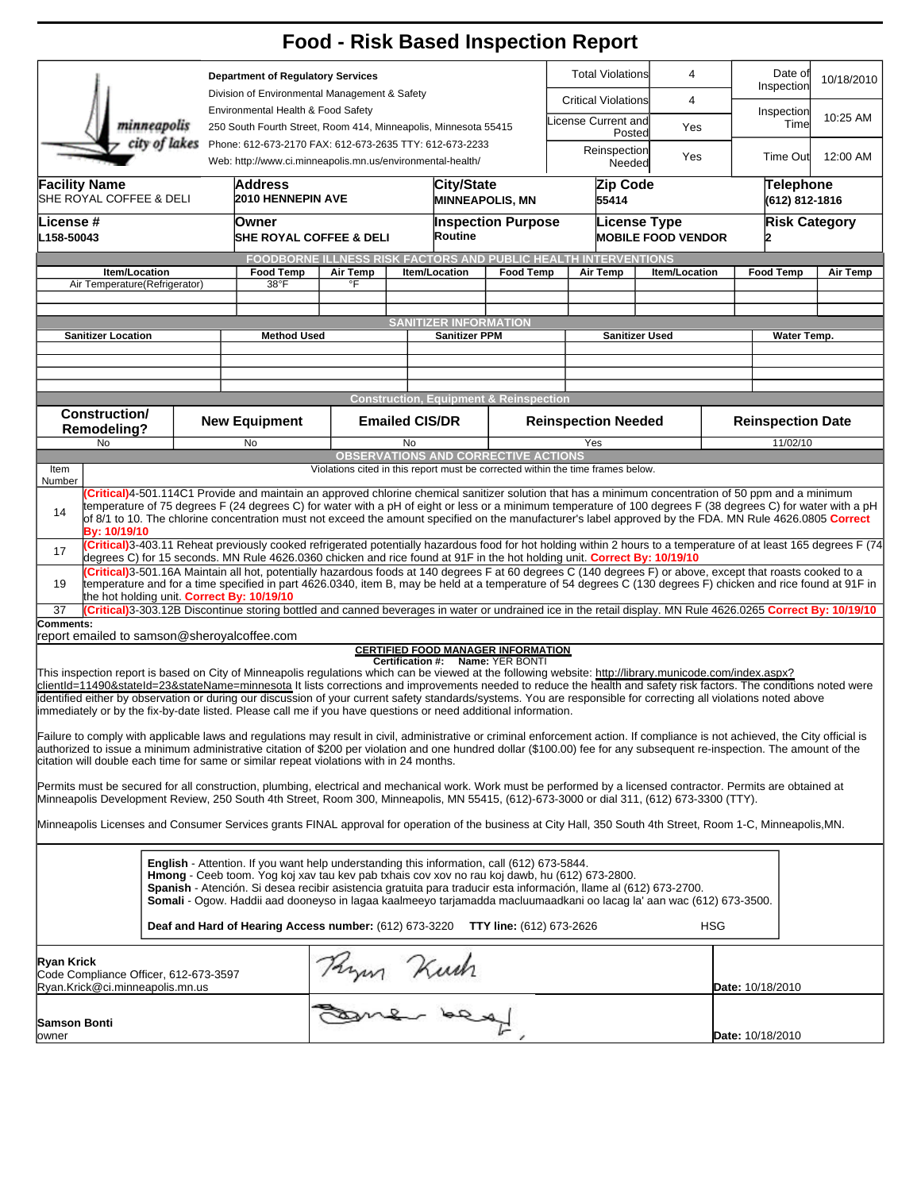# Food - Risk Based Inspection Report

| | | | |
|---|---|---|---|
| **Department of Regulatory Services**<br>Division of Environmental Management & Safety<br>Environmental Health & Food Safety<br>250 South Fourth Street, Room 414, Minneapolis, Minnesota 55415<br>Phone: 612-673-2170 FAX: 612-673-2635 TTY: 612-673-2233<br>Web: http://www.ci.minneapolis.mn.us/environmental-health/ | Total Violations: 4 | Date of Inspection | 10/18/2010 |
| | Critical Violations: 4 | Inspection Time | 10:25 AM |
| | License Current and Posted: Yes | | |
| | Reinspection Needed: Yes | Time Out | 12:00 AM |

| Facility Name | Address | City/State | Zip Code | Telephone |
|---|---|---|---|---|
| SHE ROYAL COFFEE & DELI | 2010 HENNEPIN AVE | MINNEAPOLIS, MN | 55414 | (612) 812-1816 |
| **License #** | **Owner** | **Inspection Purpose** | **License Type** | **Risk Category** |
| L158-50043 | SHE ROYAL COFFEE & DELI | Routine | MOBILE FOOD VENDOR | 2 |

## FOODBORNE ILLNESS RISK FACTORS AND PUBLIC HEALTH INTERVENTIONS

| Item/Location | Food Temp | Air Temp | Item/Location | Food Temp | Air Temp | Item/Location | Food Temp | Air Temp |
|---|---|---|---|---|---|---|---|---|
| Air Temperature(Refrigerator) | 38°F | °F | | | | | | |

## SANITIZER INFORMATION

| Sanitizer Location | Method Used | Sanitizer PPM | Sanitizer Used | Water Temp. |
|---|---|---|---|---|
| | | | | |

## Construction, Equipment & Reinspection

| Construction/ Remodeling? | New Equipment | Emailed CIS/DR | Reinspection Needed | Reinspection Date |
|---|---|---|---|---|
| No | No | No | Yes | 11/02/10 |

## OBSERVATIONS AND CORRECTIVE ACTIONS

| Item Number | Violations cited in this report must be corrected within the time frames below. |
|---|---|
| 14 | (Critical)4-501.114C1 Provide and maintain an approved chlorine chemical sanitizer solution that has a minimum concentration of 50 ppm and a minimum temperature of 75 degrees F (24 degrees C) for water with a pH of eight or less or a minimum temperature of 100 degrees F (38 degrees C) for water with a pH of 8/1 to 10. The chlorine concentration must not exceed the amount specified on the manufacturer's label approved by the FDA. MN Rule 4626.0805 **Correct By: 10/19/10** |
| 17 | (Critical)3-403.11 Reheat previously cooked refrigerated potentially hazardous food for hot holding within 2 hours to a temperature of at least 165 degrees F (74 degrees C) for 15 seconds. MN Rule 4626.0360 chicken and rice found at 91F in the hot holding unit. **Correct By: 10/19/10** |
| 19 | (Critical)3-501.16A Maintain all hot, potentially hazardous foods at 140 degrees F at 60 degrees C (140 degrees F) or above, except that roasts cooked to a temperature and for a time specified in part 4626.0340, item B, may be held at a temperature of 54 degrees C (130 degrees F) chicken and rice found at 91F in the hot holding unit. **Correct By: 10/19/10** |
| 37 | (Critical)3-303.12B Discontinue storing bottled and canned beverages in water or undrained ice in the retail display. MN Rule 4626.0265 **Correct By: 10/19/10** |

**Comments:**
report emailed to samson@sheroyalcoffee.com

**CERTIFIED FOOD MANAGER INFORMATION**
**Certification #:** **Name:** YER BONTI

This inspection report is based on City of Minneapolis regulations which can be viewed at the following website: http://library.municode.com/index.aspx?clientId=11490&stateId=23&stateName=minnesota It lists corrections and improvements needed to reduce the health and safety risk factors. The conditions noted were identified either by observation or during our discussion of your current safety standards/systems. You are responsible for correcting all violations noted above immediately or by the fix-by-date listed. Please call me if you have questions or need additional information.

Failure to comply with applicable laws and regulations may result in civil, administrative or criminal enforcement action. If compliance is not achieved, the City official is authorized to issue a minimum administrative citation of $200 per violation and one hundred dollar ($100.00) fee for any subsequent re-inspection. The amount of the citation will double each time for same or similar repeat violations with in 24 months.

Permits must be secured for all construction, plumbing, electrical and mechanical work. Work must be performed by a licensed contractor. Permits are obtained at Minneapolis Development Review, 250 South 4th Street, Room 300, Minneapolis, MN 55415, (612)-673-3000 or dial 311, (612) 673-3300 (TTY).

Minneapolis Licenses and Consumer Services grants FINAL approval for operation of the business at City Hall, 350 South 4th Street, Room 1-C, Minneapolis,MN.

**English** - Attention. If you want help understanding this information, call (612) 673-5844.
**Hmong** - Ceeb toom. Yog koj xav tau kev pab txhais cov xov no rau koj dawb, hu (612) 673-2800.
**Spanish** - Atención. Si desea recibir asistencia gratuita para traducir esta información, llame al (612) 673-2700.
**Somali** - Ogow. Haddii aad dooneyso in lagaa kaalmeeyo tarjamadda macluumaadkani oo lacag la' aan wac (612) 673-3500.

**Deaf and Hard of Hearing Access number:** (612) 673-3220 **TTY line:** (612) 673-2626 HSG

**Ryan Krick**
Code Compliance Officer, 612-673-3597
Ryan.Krick@ci.minneapolis.mn.us
**Date:** 10/18/2010

**Samson Bonti**
owner
**Date:** 10/18/2010